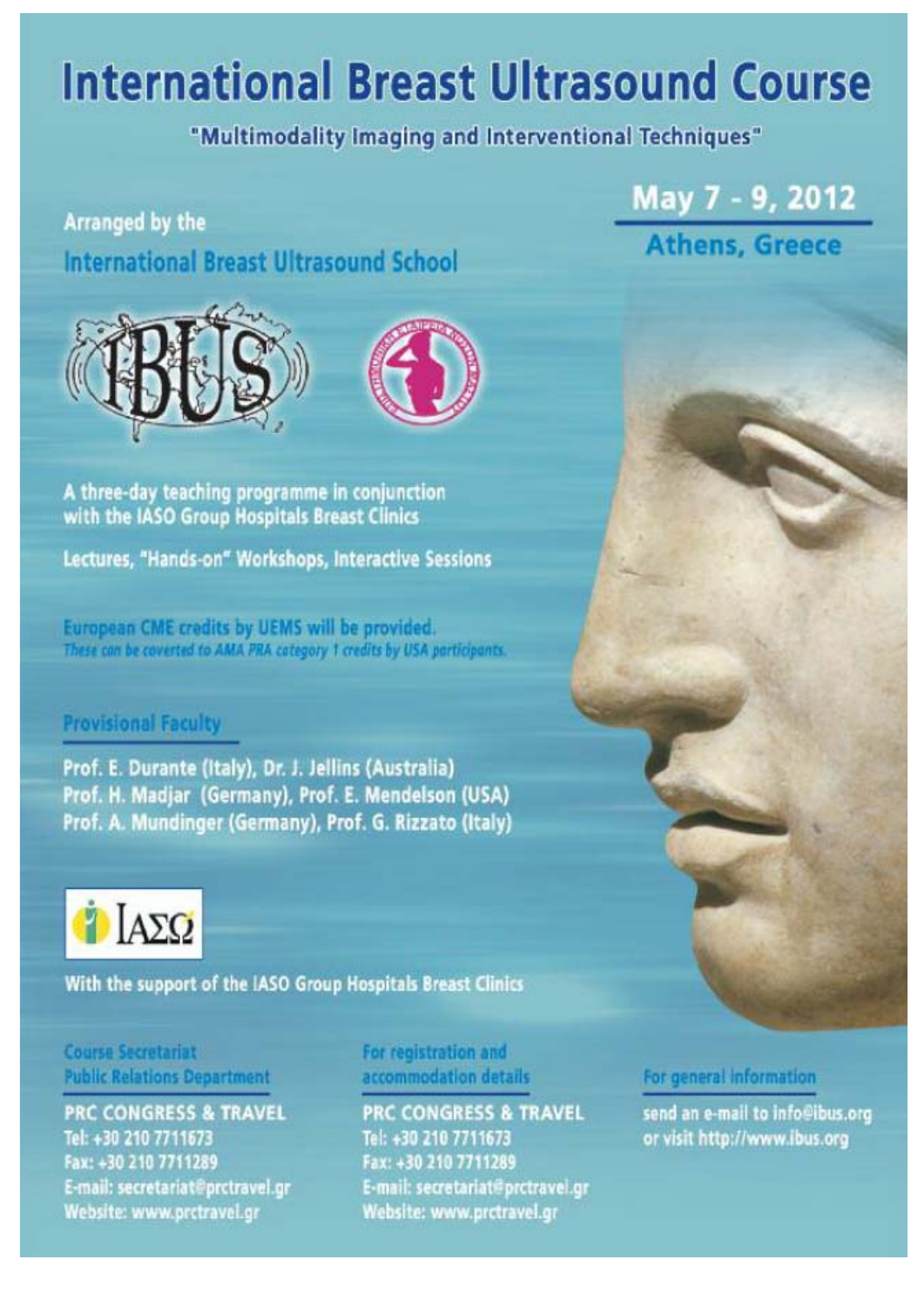# International Breast Ultrasound Course

"Multimodality Imaging and Interventional Techniques"

## May 7 - 9, 2012

### Athens, Greece

Arranged by the

**International Breast Ultrasound School**

A three-day teaching programme in conjunction with the IASO Group Hospitals Breast Clinics

Lectures, "Hands-on" Workshops, Interactive Sessions

European CME credits by UEMS will be provided.
*These can be coverted to AMA PRA category 1 credits by USA participants.*

### Provisional Faculty

Prof. E. Durante (Italy), Dr. J. Jellins (Australia)
Prof. H. Madjar (Germany), Prof. E. Mendelson (USA)
Prof. A. Mundinger (Germany), Prof. G. Rizzato (Italy)

With the support of the IASO Group Hospitals Breast Clinics

**Course Secretariat**
**Public Relations Department**

PRC CONGRESS & TRAVEL
Tel: +30 210 7711673
Fax: +30 210 7711289
E-mail: secretariat@prctravel.gr
Website: www.prctravel.gr

**For registration and accommodation details**

PRC CONGRESS & TRAVEL
Tel: +30 210 7711673
Fax: +30 210 7711289
E-mail: secretariat@prctravel.gr
Website: www.prctravel.gr

**For general information**

send an e-mail to info@ibus.org or visit http://www.ibus.org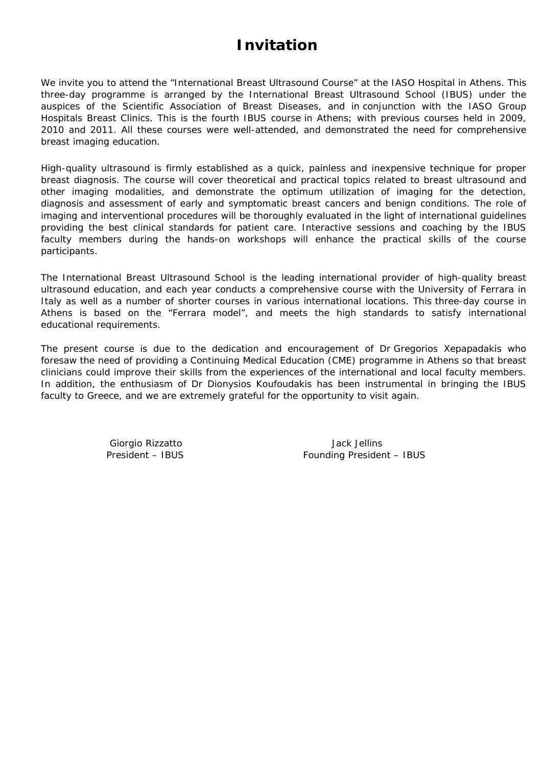# Invitation

We invite you to attend the "International Breast Ultrasound Course" at the IASO Hospital in Athens. This three-day programme is arranged by the International Breast Ultrasound School (IBUS) under the auspices of the Scientific Association of Breast Diseases, and in conjunction with the IASO Group Hospitals Breast Clinics. This is the fourth IBUS course in Athens; with previous courses held in 2009, 2010 and 2011. All these courses were well-attended, and demonstrated the need for comprehensive breast imaging education.

High-quality ultrasound is firmly established as a quick, painless and inexpensive technique for proper breast diagnosis. The course will cover theoretical and practical topics related to breast ultrasound and other imaging modalities, and demonstrate the optimum utilization of imaging for the detection, diagnosis and assessment of early and symptomatic breast cancers and benign conditions. The role of imaging and interventional procedures will be thoroughly evaluated in the light of international guidelines providing the best clinical standards for patient care. Interactive sessions and coaching by the IBUS faculty members during the hands-on workshops will enhance the practical skills of the course participants.

The International Breast Ultrasound School is the leading international provider of high-quality breast ultrasound education, and each year conducts a comprehensive course with the University of Ferrara in Italy as well as a number of shorter courses in various international locations. This three-day course in Athens is based on the "Ferrara model", and meets the high standards to satisfy international educational requirements.

The present course is due to the dedication and encouragement of Dr Gregorios Xepapadakis who foresaw the need of providing a Continuing Medical Education (CME) programme in Athens so that breast clinicians could improve their skills from the experiences of the international and local faculty members. In addition, the enthusiasm of Dr Dionysios Koufoudakis has been instrumental in bringing the IBUS faculty to Greece, and we are extremely grateful for the opportunity to visit again.

Giorgio Rizzatto
President – IBUS

Jack Jellins
Founding President – IBUS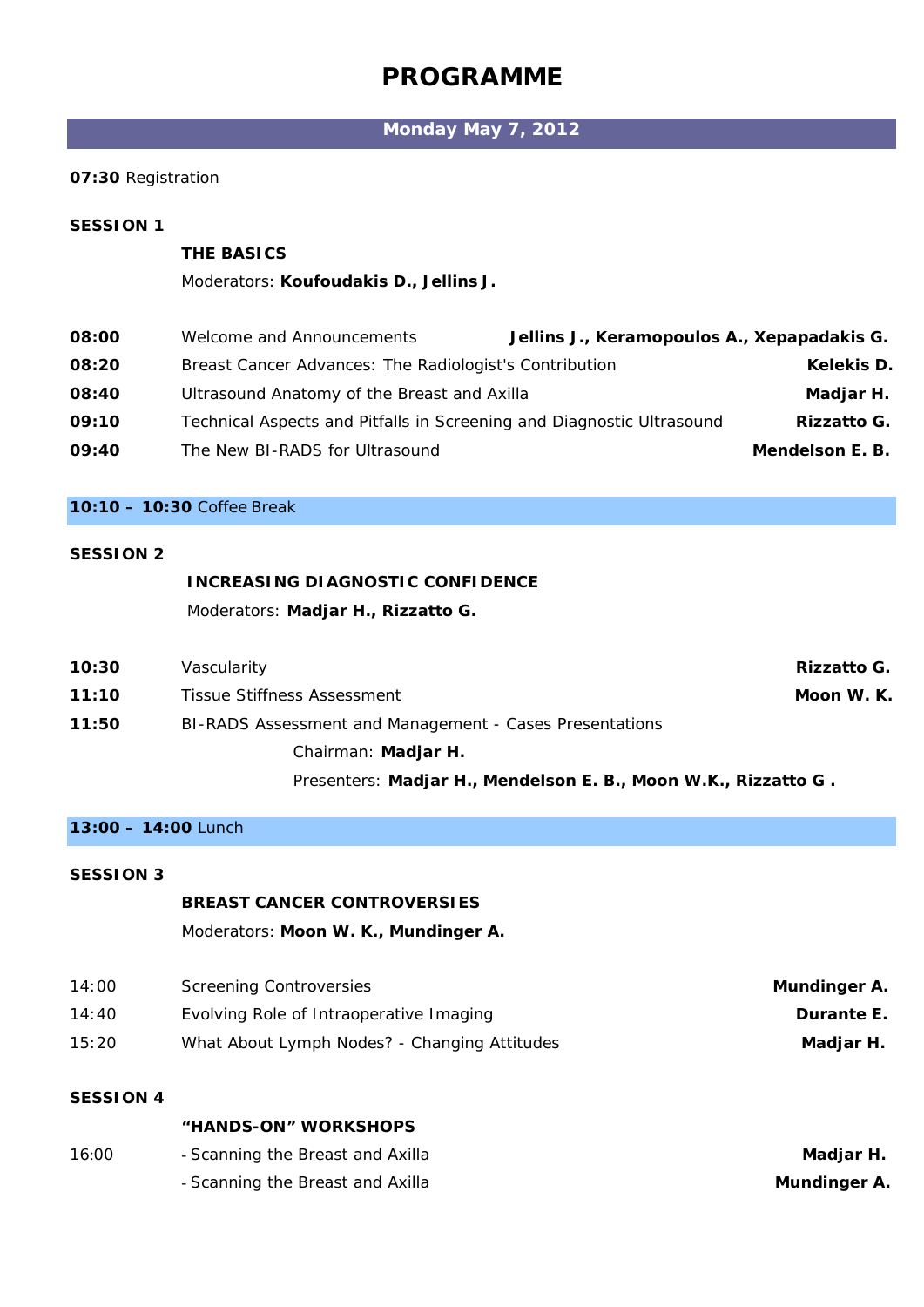# PROGRAMME

## Monday May 7, 2012

**07:30** Registration

**SESSION 1**

**THE BASICS**

Moderators: **Koufoudakis D., Jellins J.**

| | | |
|---|---|---|
| **08:00** | Welcome and Announcements | **Jellins J., Keramopoulos A., Xepapadakis G.** |
| **08:20** | Breast Cancer Advances: The Radiologist's Contribution | **Kelekis D.** |
| **08:40** | Ultrasound Anatomy of the Breast and Axilla | **Madjar H.** |
| **09:10** | Technical Aspects and Pitfalls in Screening and Diagnostic Ultrasound | **Rizzatto G.** |
| **09:40** | The New BI-RADS for Ultrasound | **Mendelson E. B.** |

**10:10 – 10:30** Coffee Break

**SESSION 2**

**INCREASING DIAGNOSTIC CONFIDENCE**

Moderators: **Madjar H., Rizzatto G.**

| | | |
|---|---|---|
| **10:30** | Vascularity | **Rizzatto G.** |
| **11:10** | Tissue Stiffness Assessment | **Moon W. K.** |
| **11:50** | BI-RADS Assessment and Management - Cases Presentations | |

Chairman: **Madjar H.**

Presenters: **Madjar H., Mendelson E. B., Moon W.K., Rizzatto G .**

**13:00 – 14:00** Lunch

**SESSION 3**

**BREAST CANCER CONTROVERSIES**

Moderators: **Moon W. K., Mundinger A.**

| | | |
|---|---|---|
| 14:00 | Screening Controversies | **Mundinger A.** |
| 14:40 | Evolving Role of Intraoperative Imaging | **Durante E.** |
| 15:20 | What About Lymph Nodes? - Changing Attitudes | **Madjar H.** |

**SESSION 4**

**"HANDS-ON" WORKSHOPS**

| | | |
|---|---|---|
| 16:00 | - Scanning the Breast and Axilla | **Madjar H.** |
| | - Scanning the Breast and Axilla | **Mundinger A.** |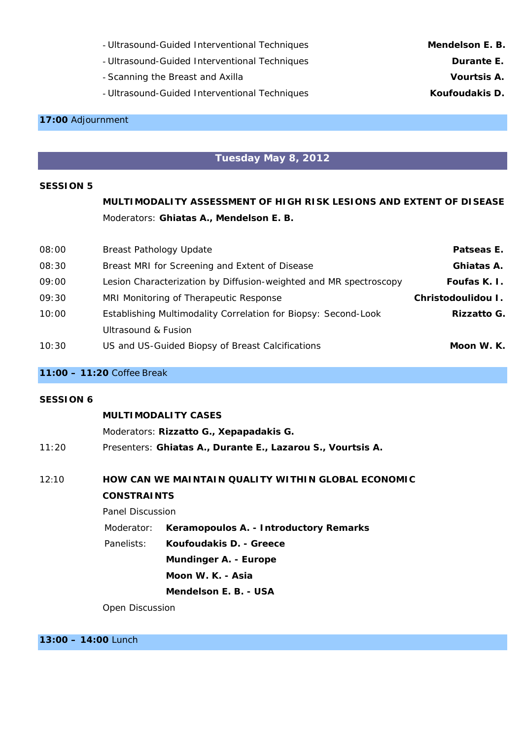- Ultrasound-Guided Interventional Techniques — **Mendelson E. B.**
- Ultrasound-Guided Interventional Techniques — **Durante E.**
- Scanning the Breast and Axilla — **Vourtsis A.**
- Ultrasound-Guided Interventional Techniques — **Koufoudakis D.**

**17:00** Adjournment

## Tuesday May 8, 2012

### SESSION 5

**MULTIMODALITY ASSESSMENT OF HIGH RISK LESIONS AND EXTENT OF DISEASE**

Moderators: **Ghiatas A., Mendelson E. B.**

| Time | Topic | Speaker |
|---|---|---|
| 08:00 | Breast Pathology Update | **Patseas E.** |
| 08:30 | Breast MRI for Screening and Extent of Disease | **Ghiatas A.** |
| 09:00 | Lesion Characterization by Diffusion-weighted and MR spectroscopy | **Foufas K. I.** |
| 09:30 | MRI Monitoring of Therapeutic Response | **Christodoulidou I.** |
| 10:00 | Establishing Multimodality Correlation for Biopsy: Second-Look Ultrasound & Fusion | **Rizzatto G.** |
| 10:30 | US and US-Guided Biopsy of Breast Calcifications | **Moon W. K.** |

**11:00 – 11:20** Coffee Break

### SESSION 6

**MULTIMODALITY CASES**

Moderators: **Rizzatto G., Xepapadakis G.**

11:20 Presenters: **Ghiatas A., Durante E., Lazarou S., Vourtsis A.**

12:10 **HOW CAN WE MAINTAIN QUALITY WITHIN GLOBAL ECONOMIC CONSTRAINTS**

Panel Discussion

Moderator: **Keramopoulos A. - Introductory Remarks**

Panelists:
**Koufoudakis D. - Greece**
**Mundinger A. - Europe**
**Moon W. K. - Asia**
**Mendelson E. B. - USA**

Open Discussion

**13:00 – 14:00** Lunch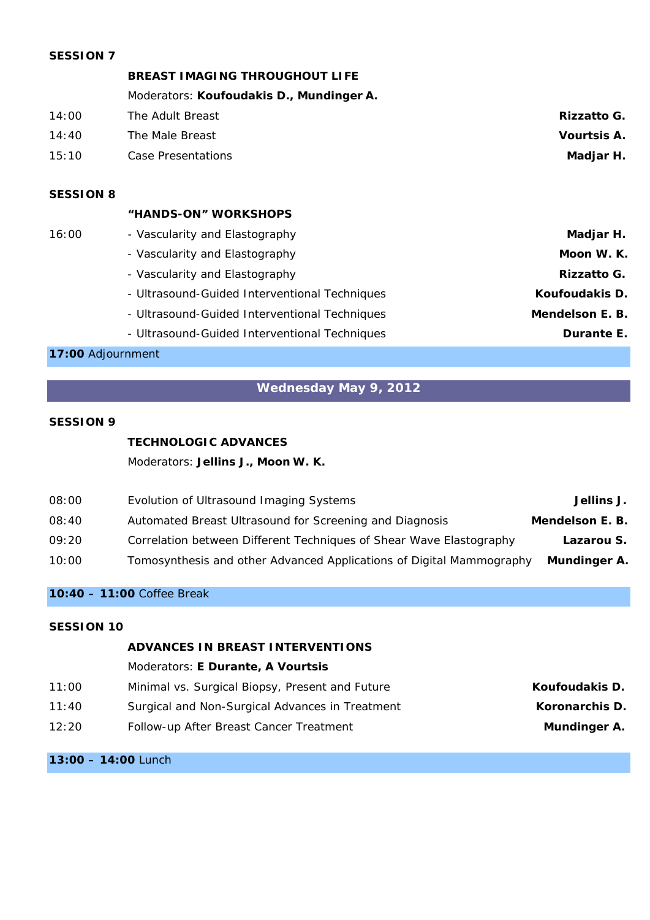**SESSION 7**

**BREAST IMAGING THROUGHOUT LIFE**

Moderators: **Koufoudakis D., Mundinger A.**

| | | |
|---|---|---|
| 14:00 | The Adult Breast | **Rizzatto G.** |
| 14:40 | The Male Breast | **Vourtsis A.** |
| 15:10 | Case Presentations | **Madjar H.** |

**SESSION 8**

**"HANDS-ON" WORKSHOPS**

| | | |
|---|---|---|
| 16:00 | - Vascularity and Elastography | **Madjar H.** |
| | - Vascularity and Elastography | **Moon W. K.** |
| | - Vascularity and Elastography | **Rizzatto G.** |
| | - Ultrasound-Guided Interventional Techniques | **Koufoudakis D.** |
| | - Ultrasound-Guided Interventional Techniques | **Mendelson E. B.** |
| | - Ultrasound-Guided Interventional Techniques | **Durante E.** |

**17:00** Adjournment

## Wednesday May 9, 2012

**SESSION 9**

**TECHNOLOGIC ADVANCES**

Moderators: **Jellins J., Moon W. K.**

| | | |
|---|---|---|
| 08:00 | Evolution of Ultrasound Imaging Systems | **Jellins J.** |
| 08:40 | Automated Breast Ultrasound for Screening and Diagnosis | **Mendelson E. B.** |
| 09:20 | Correlation between Different Techniques of Shear Wave Elastography | **Lazarou S.** |
| 10:00 | Tomosynthesis and other Advanced Applications of Digital Mammography | **Mundinger A.** |

**10:40 – 11:00** Coffee Break

**SESSION 10**

**ADVANCES IN BREAST INTERVENTIONS**

Moderators: **E Durante, A Vourtsis**

| | | |
|---|---|---|
| 11:00 | Minimal vs. Surgical Biopsy, Present and Future | **Koufoudakis D.** |
| 11:40 | Surgical and Non-Surgical Advances in Treatment | **Koronarchis D.** |
| 12:20 | Follow-up After Breast Cancer Treatment | **Mundinger A.** |

**13:00 – 14:00** Lunch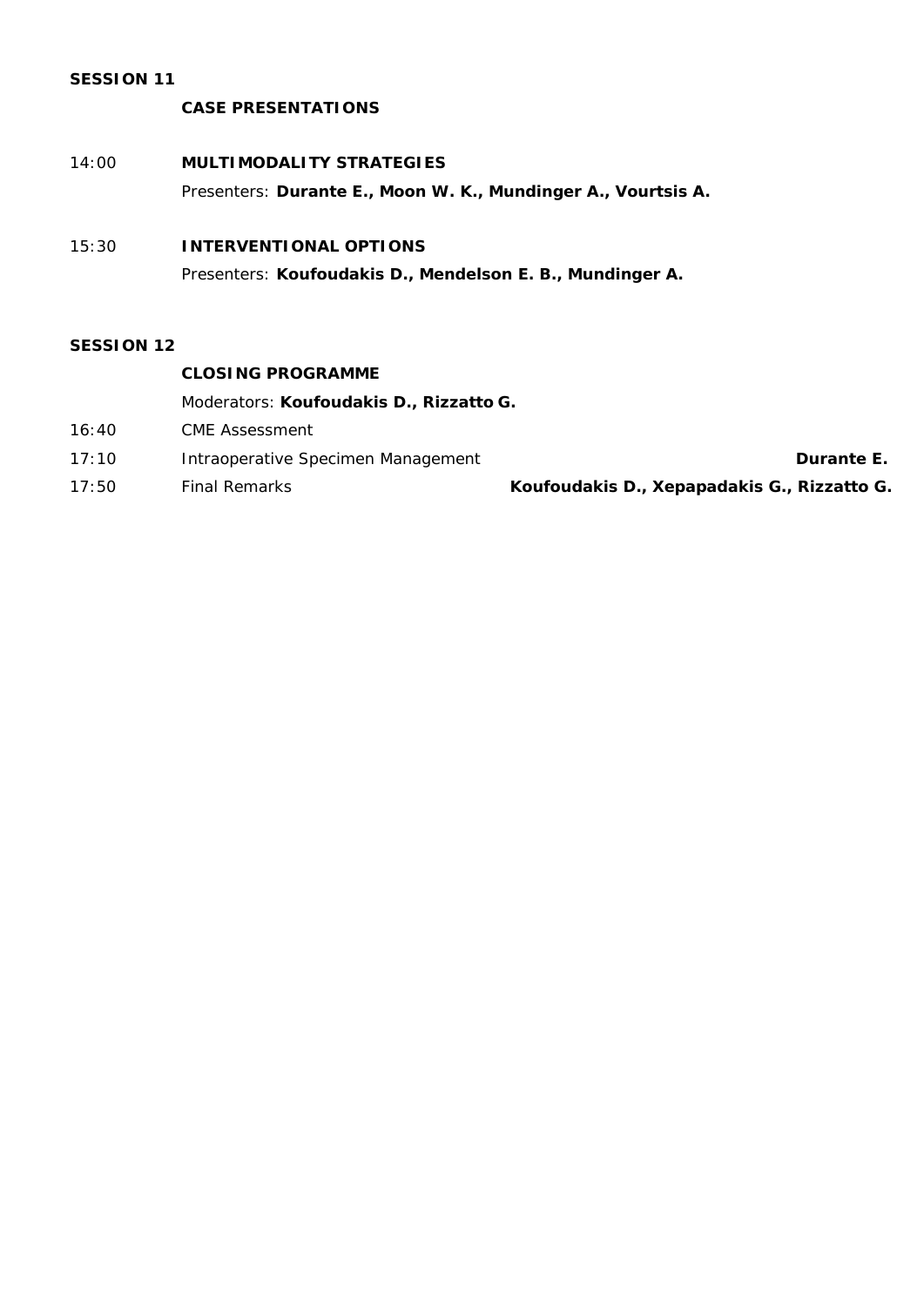**SESSION 11**

**CASE PRESENTATIONS**

14:00 **MULTIMODALITY STRATEGIES**

Presenters: **Durante E., Moon W. K., Mundinger A., Vourtsis A.**

15:30 **INTERVENTIONAL OPTIONS**

Presenters: **Koufoudakis D., Mendelson E. B., Mundinger A.**

**SESSION 12**

**CLOSING PROGRAMME**

Moderators: **Koufoudakis D., Rizzatto G.**

| | | |
|---|---|---|
| 16:40 | CME Assessment | |
| 17:10 | Intraoperative Specimen Management | **Durante E.** |
| 17:50 | Final Remarks | **Koufoudakis D., Xepapadakis G., Rizzatto G.** |